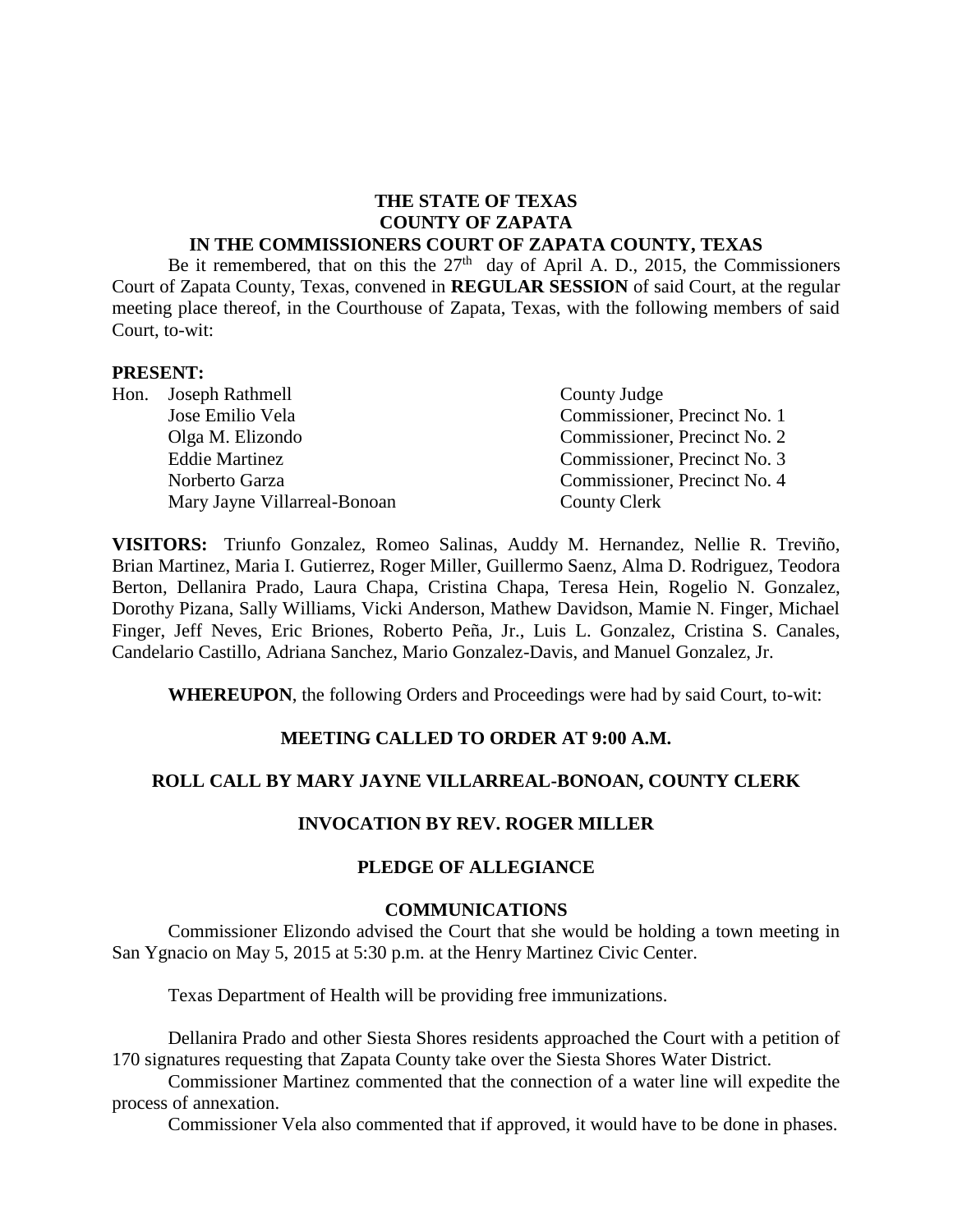**THE STATE OF TEXAS**
**COUNTY OF ZAPATA**
**IN THE COMMISSIONERS COURT OF ZAPATA COUNTY, TEXAS**

Be it remembered, that on this the 27th day of April A. D., 2015, the Commissioners Court of Zapata County, Texas, convened in **REGULAR SESSION** of said Court, at the regular meeting place thereof, in the Courthouse of Zapata, Texas, with the following members of said Court, to-wit:

**PRESENT:**

| | | |
|---|---|---|
| Hon. | Joseph Rathmell | County Judge |
| | Jose Emilio Vela | Commissioner, Precinct No. 1 |
| | Olga M. Elizondo | Commissioner, Precinct No. 2 |
| | Eddie Martinez | Commissioner, Precinct No. 3 |
| | Norberto Garza | Commissioner, Precinct No. 4 |
| | Mary Jayne Villarreal-Bonoan | County Clerk |

**VISITORS:** Triunfo Gonzalez, Romeo Salinas, Auddy M. Hernandez, Nellie R. Treviño, Brian Martinez, Maria I. Gutierrez, Roger Miller, Guillermo Saenz, Alma D. Rodriguez, Teodora Berton, Dellanira Prado, Laura Chapa, Cristina Chapa, Teresa Hein, Rogelio N. Gonzalez, Dorothy Pizana, Sally Williams, Vicki Anderson, Mathew Davidson, Mamie N. Finger, Michael Finger, Jeff Neves, Eric Briones, Roberto Peña, Jr., Luis L. Gonzalez, Cristina S. Canales, Candelario Castillo, Adriana Sanchez, Mario Gonzalez-Davis, and Manuel Gonzalez, Jr.

**WHEREUPON**, the following Orders and Proceedings were had by said Court, to-wit:

**MEETING CALLED TO ORDER AT 9:00 A.M.**

**ROLL CALL BY MARY JAYNE VILLARREAL-BONOAN, COUNTY CLERK**

**INVOCATION BY REV. ROGER MILLER**

**PLEDGE OF ALLEGIANCE**

**COMMUNICATIONS**

Commissioner Elizondo advised the Court that she would be holding a town meeting in San Ygnacio on May 5, 2015 at 5:30 p.m. at the Henry Martinez Civic Center.

Texas Department of Health will be providing free immunizations.

Dellanira Prado and other Siesta Shores residents approached the Court with a petition of 170 signatures requesting that Zapata County take over the Siesta Shores Water District.

Commissioner Martinez commented that the connection of a water line will expedite the process of annexation.

Commissioner Vela also commented that if approved, it would have to be done in phases.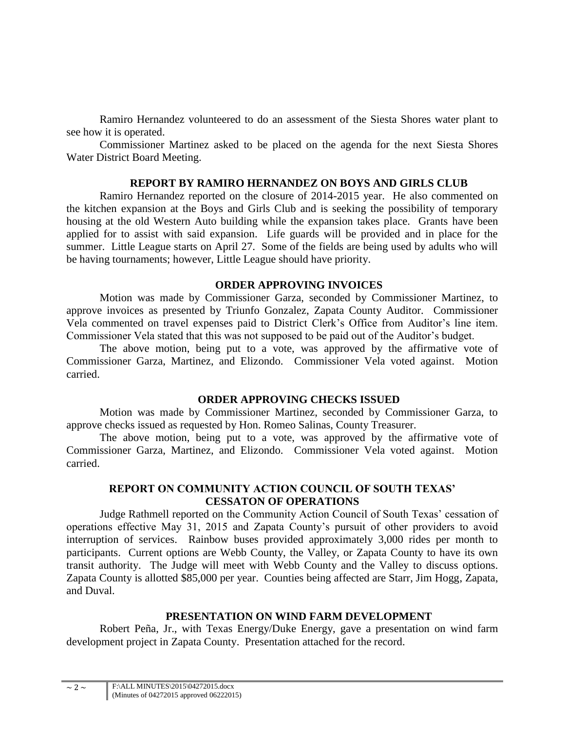Ramiro Hernandez volunteered to do an assessment of the Siesta Shores water plant to see how it is operated.

Commissioner Martinez asked to be placed on the agenda for the next Siesta Shores Water District Board Meeting.

**REPORT BY RAMIRO HERNANDEZ ON BOYS AND GIRLS CLUB**

Ramiro Hernandez reported on the closure of 2014-2015 year. He also commented on the kitchen expansion at the Boys and Girls Club and is seeking the possibility of temporary housing at the old Western Auto building while the expansion takes place. Grants have been applied for to assist with said expansion. Life guards will be provided and in place for the summer. Little League starts on April 27. Some of the fields are being used by adults who will be having tournaments; however, Little League should have priority.

**ORDER APPROVING INVOICES**

Motion was made by Commissioner Garza, seconded by Commissioner Martinez, to approve invoices as presented by Triunfo Gonzalez, Zapata County Auditor. Commissioner Vela commented on travel expenses paid to District Clerk's Office from Auditor's line item. Commissioner Vela stated that this was not supposed to be paid out of the Auditor's budget.

The above motion, being put to a vote, was approved by the affirmative vote of Commissioner Garza, Martinez, and Elizondo. Commissioner Vela voted against. Motion carried.

**ORDER APPROVING CHECKS ISSUED**

Motion was made by Commissioner Martinez, seconded by Commissioner Garza, to approve checks issued as requested by Hon. Romeo Salinas, County Treasurer.

The above motion, being put to a vote, was approved by the affirmative vote of Commissioner Garza, Martinez, and Elizondo. Commissioner Vela voted against. Motion carried.

**REPORT ON COMMUNITY ACTION COUNCIL OF SOUTH TEXAS' CESSATON OF OPERATIONS**

Judge Rathmell reported on the Community Action Council of South Texas' cessation of operations effective May 31, 2015 and Zapata County's pursuit of other providers to avoid interruption of services. Rainbow buses provided approximately 3,000 rides per month to participants. Current options are Webb County, the Valley, or Zapata County to have its own transit authority. The Judge will meet with Webb County and the Valley to discuss options. Zapata County is allotted $85,000 per year. Counties being affected are Starr, Jim Hogg, Zapata, and Duval.

**PRESENTATION ON WIND FARM DEVELOPMENT**

Robert Peña, Jr., with Texas Energy/Duke Energy, gave a presentation on wind farm development project in Zapata County. Presentation attached for the record.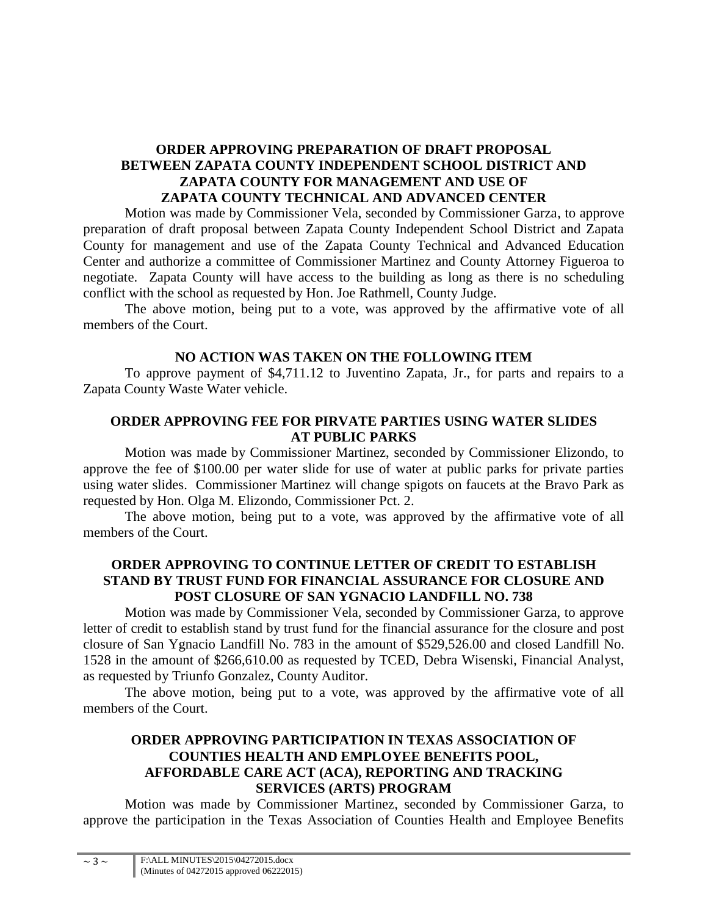## ORDER APPROVING PREPARATION OF DRAFT PROPOSAL BETWEEN ZAPATA COUNTY INDEPENDENT SCHOOL DISTRICT AND ZAPATA COUNTY FOR MANAGEMENT AND USE OF ZAPATA COUNTY TECHNICAL AND ADVANCED CENTER

Motion was made by Commissioner Vela, seconded by Commissioner Garza, to approve preparation of draft proposal between Zapata County Independent School District and Zapata County for management and use of the Zapata County Technical and Advanced Education Center and authorize a committee of Commissioner Martinez and County Attorney Figueroa to negotiate. Zapata County will have access to the building as long as there is no scheduling conflict with the school as requested by Hon. Joe Rathmell, County Judge.

The above motion, being put to a vote, was approved by the affirmative vote of all members of the Court.

## NO ACTION WAS TAKEN ON THE FOLLOWING ITEM

To approve payment of $4,711.12 to Juventino Zapata, Jr., for parts and repairs to a Zapata County Waste Water vehicle.

## ORDER APPROVING FEE FOR PIRVATE PARTIES USING WATER SLIDES AT PUBLIC PARKS

Motion was made by Commissioner Martinez, seconded by Commissioner Elizondo, to approve the fee of $100.00 per water slide for use of water at public parks for private parties using water slides. Commissioner Martinez will change spigots on faucets at the Bravo Park as requested by Hon. Olga M. Elizondo, Commissioner Pct. 2.

The above motion, being put to a vote, was approved by the affirmative vote of all members of the Court.

## ORDER APPROVING TO CONTINUE LETTER OF CREDIT TO ESTABLISH STAND BY TRUST FUND FOR FINANCIAL ASSURANCE FOR CLOSURE AND POST CLOSURE OF SAN YGNACIO LANDFILL NO. 738

Motion was made by Commissioner Vela, seconded by Commissioner Garza, to approve letter of credit to establish stand by trust fund for the financial assurance for the closure and post closure of San Ygnacio Landfill No. 783 in the amount of $529,526.00 and closed Landfill No. 1528 in the amount of $266,610.00 as requested by TCED, Debra Wisenski, Financial Analyst, as requested by Triunfo Gonzalez, County Auditor.

The above motion, being put to a vote, was approved by the affirmative vote of all members of the Court.

## ORDER APPROVING PARTICIPATION IN TEXAS ASSOCIATION OF COUNTIES HEALTH AND EMPLOYEE BENEFITS POOL, AFFORDABLE CARE ACT (ACA), REPORTING AND TRACKING SERVICES (ARTS) PROGRAM

Motion was made by Commissioner Martinez, seconded by Commissioner Garza, to approve the participation in the Texas Association of Counties Health and Employee Benefits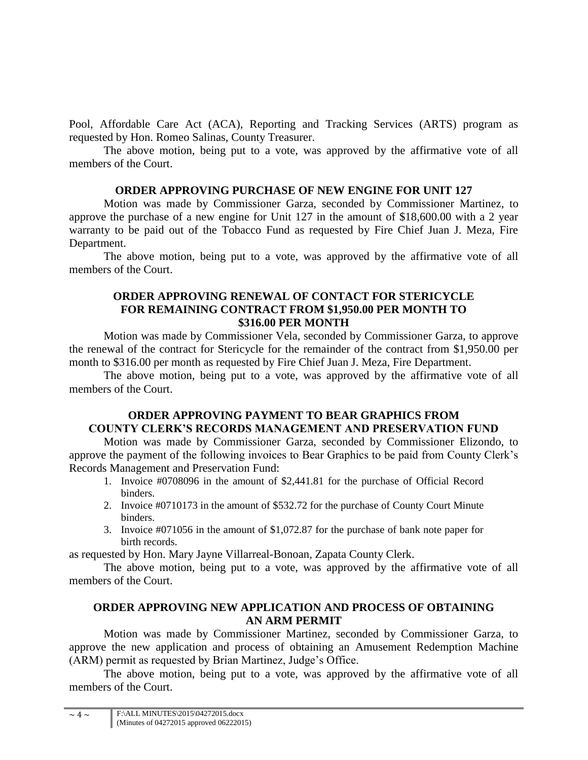Pool, Affordable Care Act (ACA), Reporting and Tracking Services (ARTS) program as requested by Hon. Romeo Salinas, County Treasurer.

The above motion, being put to a vote, was approved by the affirmative vote of all members of the Court.

**ORDER APPROVING PURCHASE OF NEW ENGINE FOR UNIT 127**

Motion was made by Commissioner Garza, seconded by Commissioner Martinez, to approve the purchase of a new engine for Unit 127 in the amount of $18,600.00 with a 2 year warranty to be paid out of the Tobacco Fund as requested by Fire Chief Juan J. Meza, Fire Department.

The above motion, being put to a vote, was approved by the affirmative vote of all members of the Court.

**ORDER APPROVING RENEWAL OF CONTACT FOR STERICYCLE FOR REMAINING CONTRACT FROM $1,950.00 PER MONTH TO $316.00 PER MONTH**

Motion was made by Commissioner Vela, seconded by Commissioner Garza, to approve the renewal of the contract for Stericycle for the remainder of the contract from $1,950.00 per month to $316.00 per month as requested by Fire Chief Juan J. Meza, Fire Department.

The above motion, being put to a vote, was approved by the affirmative vote of all members of the Court.

**ORDER APPROVING PAYMENT TO BEAR GRAPHICS FROM COUNTY CLERK'S RECORDS MANAGEMENT AND PRESERVATION FUND**

Motion was made by Commissioner Garza, seconded by Commissioner Elizondo, to approve the payment of the following invoices to Bear Graphics to be paid from County Clerk's Records Management and Preservation Fund:

1. Invoice #0708096 in the amount of $2,441.81 for the purchase of Official Record binders.
2. Invoice #0710173 in the amount of $532.72 for the purchase of County Court Minute binders.
3. Invoice #071056 in the amount of $1,072.87 for the purchase of bank note paper for birth records.

as requested by Hon. Mary Jayne Villarreal-Bonoan, Zapata County Clerk.

The above motion, being put to a vote, was approved by the affirmative vote of all members of the Court.

**ORDER APPROVING NEW APPLICATION AND PROCESS OF OBTAINING AN ARM PERMIT**

Motion was made by Commissioner Martinez, seconded by Commissioner Garza, to approve the new application and process of obtaining an Amusement Redemption Machine (ARM) permit as requested by Brian Martinez, Judge's Office.

The above motion, being put to a vote, was approved by the affirmative vote of all members of the Court.

F:\ALL MINUTES\2015\04272015.docx
(Minutes of 04272015 approved 06222015)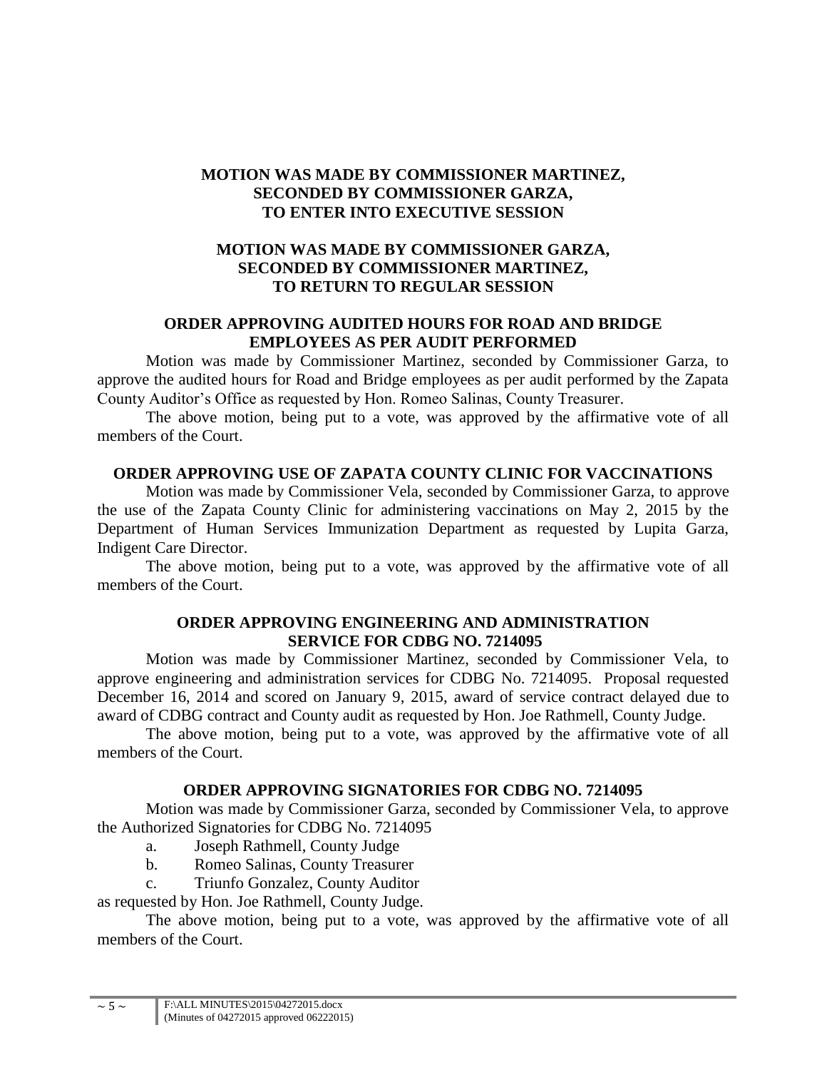**MOTION WAS MADE BY COMMISSIONER MARTINEZ, SECONDED BY COMMISSIONER GARZA, TO ENTER INTO EXECUTIVE SESSION**

**MOTION WAS MADE BY COMMISSIONER GARZA, SECONDED BY COMMISSIONER MARTINEZ, TO RETURN TO REGULAR SESSION**

**ORDER APPROVING AUDITED HOURS FOR ROAD AND BRIDGE EMPLOYEES AS PER AUDIT PERFORMED**

Motion was made by Commissioner Martinez, seconded by Commissioner Garza, to approve the audited hours for Road and Bridge employees as per audit performed by the Zapata County Auditor's Office as requested by Hon. Romeo Salinas, County Treasurer.

The above motion, being put to a vote, was approved by the affirmative vote of all members of the Court.

**ORDER APPROVING USE OF ZAPATA COUNTY CLINIC FOR VACCINATIONS**

Motion was made by Commissioner Vela, seconded by Commissioner Garza, to approve the use of the Zapata County Clinic for administering vaccinations on May 2, 2015 by the Department of Human Services Immunization Department as requested by Lupita Garza, Indigent Care Director.

The above motion, being put to a vote, was approved by the affirmative vote of all members of the Court.

**ORDER APPROVING ENGINEERING AND ADMINISTRATION SERVICE FOR CDBG NO. 7214095**

Motion was made by Commissioner Martinez, seconded by Commissioner Vela, to approve engineering and administration services for CDBG No. 7214095. Proposal requested December 16, 2014 and scored on January 9, 2015, award of service contract delayed due to award of CDBG contract and County audit as requested by Hon. Joe Rathmell, County Judge.

The above motion, being put to a vote, was approved by the affirmative vote of all members of the Court.

**ORDER APPROVING SIGNATORIES FOR CDBG NO. 7214095**

Motion was made by Commissioner Garza, seconded by Commissioner Vela, to approve the Authorized Signatories for CDBG No. 7214095

a. Joseph Rathmell, County Judge
b. Romeo Salinas, County Treasurer
c. Triunfo Gonzalez, County Auditor

as requested by Hon. Joe Rathmell, County Judge.

The above motion, being put to a vote, was approved by the affirmative vote of all members of the Court.

F:\ALL MINUTES\2015\04272015.docx
(Minutes of 04272015 approved 06222015)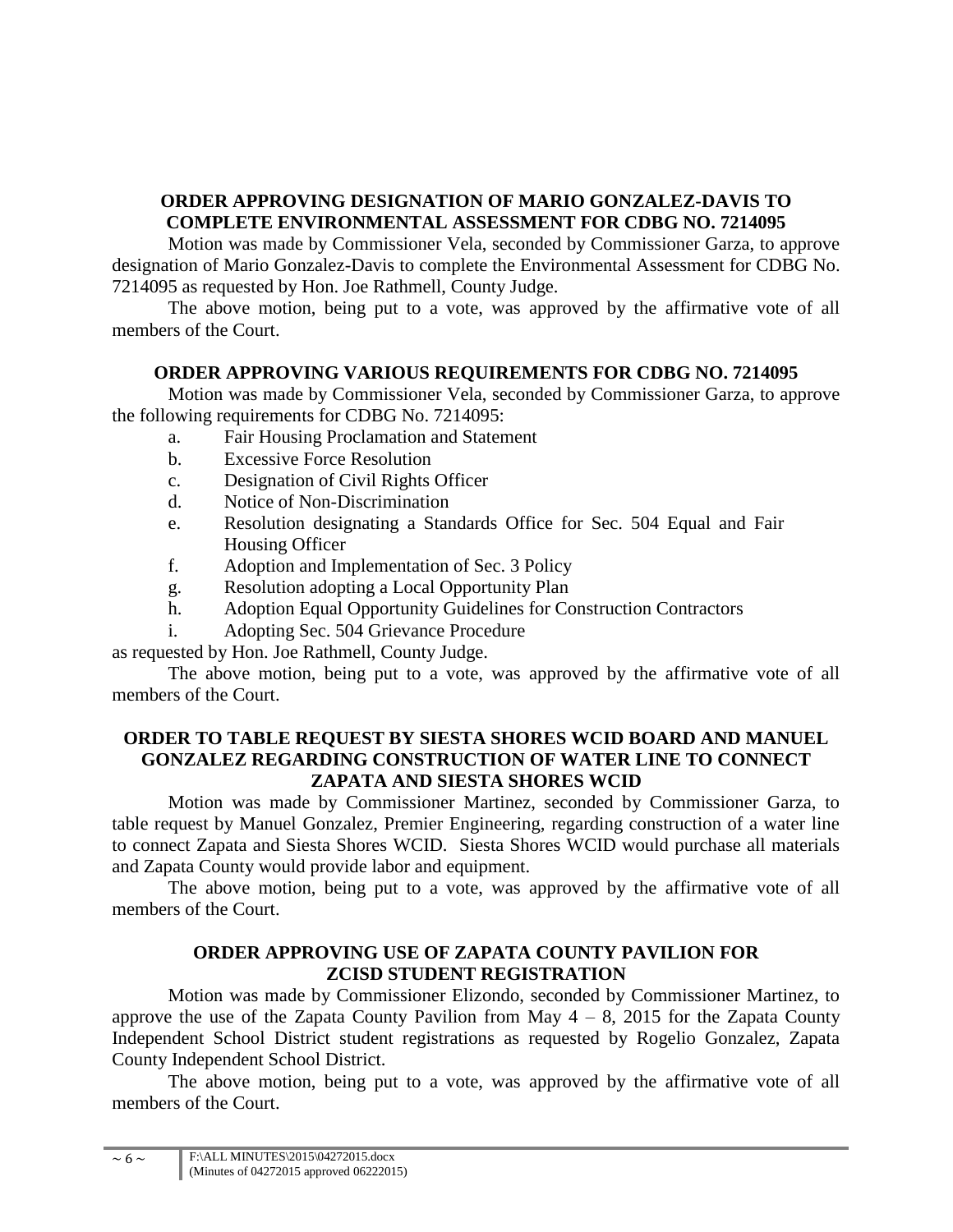**ORDER APPROVING DESIGNATION OF MARIO GONZALEZ-DAVIS TO COMPLETE ENVIRONMENTAL ASSESSMENT FOR CDBG NO. 7214095**

Motion was made by Commissioner Vela, seconded by Commissioner Garza, to approve designation of Mario Gonzalez-Davis to complete the Environmental Assessment for CDBG No. 7214095 as requested by Hon. Joe Rathmell, County Judge.

The above motion, being put to a vote, was approved by the affirmative vote of all members of the Court.

**ORDER APPROVING VARIOUS REQUIREMENTS FOR CDBG NO. 7214095**

Motion was made by Commissioner Vela, seconded by Commissioner Garza, to approve the following requirements for CDBG No. 7214095:

a. Fair Housing Proclamation and Statement
b. Excessive Force Resolution
c. Designation of Civil Rights Officer
d. Notice of Non-Discrimination
e. Resolution designating a Standards Office for Sec. 504 Equal and Fair Housing Officer
f. Adoption and Implementation of Sec. 3 Policy
g. Resolution adopting a Local Opportunity Plan
h. Adoption Equal Opportunity Guidelines for Construction Contractors
i. Adopting Sec. 504 Grievance Procedure

as requested by Hon. Joe Rathmell, County Judge.

The above motion, being put to a vote, was approved by the affirmative vote of all members of the Court.

**ORDER TO TABLE REQUEST BY SIESTA SHORES WCID BOARD AND MANUEL GONZALEZ REGARDING CONSTRUCTION OF WATER LINE TO CONNECT ZAPATA AND SIESTA SHORES WCID**

Motion was made by Commissioner Martinez, seconded by Commissioner Garza, to table request by Manuel Gonzalez, Premier Engineering, regarding construction of a water line to connect Zapata and Siesta Shores WCID. Siesta Shores WCID would purchase all materials and Zapata County would provide labor and equipment.

The above motion, being put to a vote, was approved by the affirmative vote of all members of the Court.

**ORDER APPROVING USE OF ZAPATA COUNTY PAVILION FOR ZCISD STUDENT REGISTRATION**

Motion was made by Commissioner Elizondo, seconded by Commissioner Martinez, to approve the use of the Zapata County Pavilion from May 4 – 8, 2015 for the Zapata County Independent School District student registrations as requested by Rogelio Gonzalez, Zapata County Independent School District.

The above motion, being put to a vote, was approved by the affirmative vote of all members of the Court.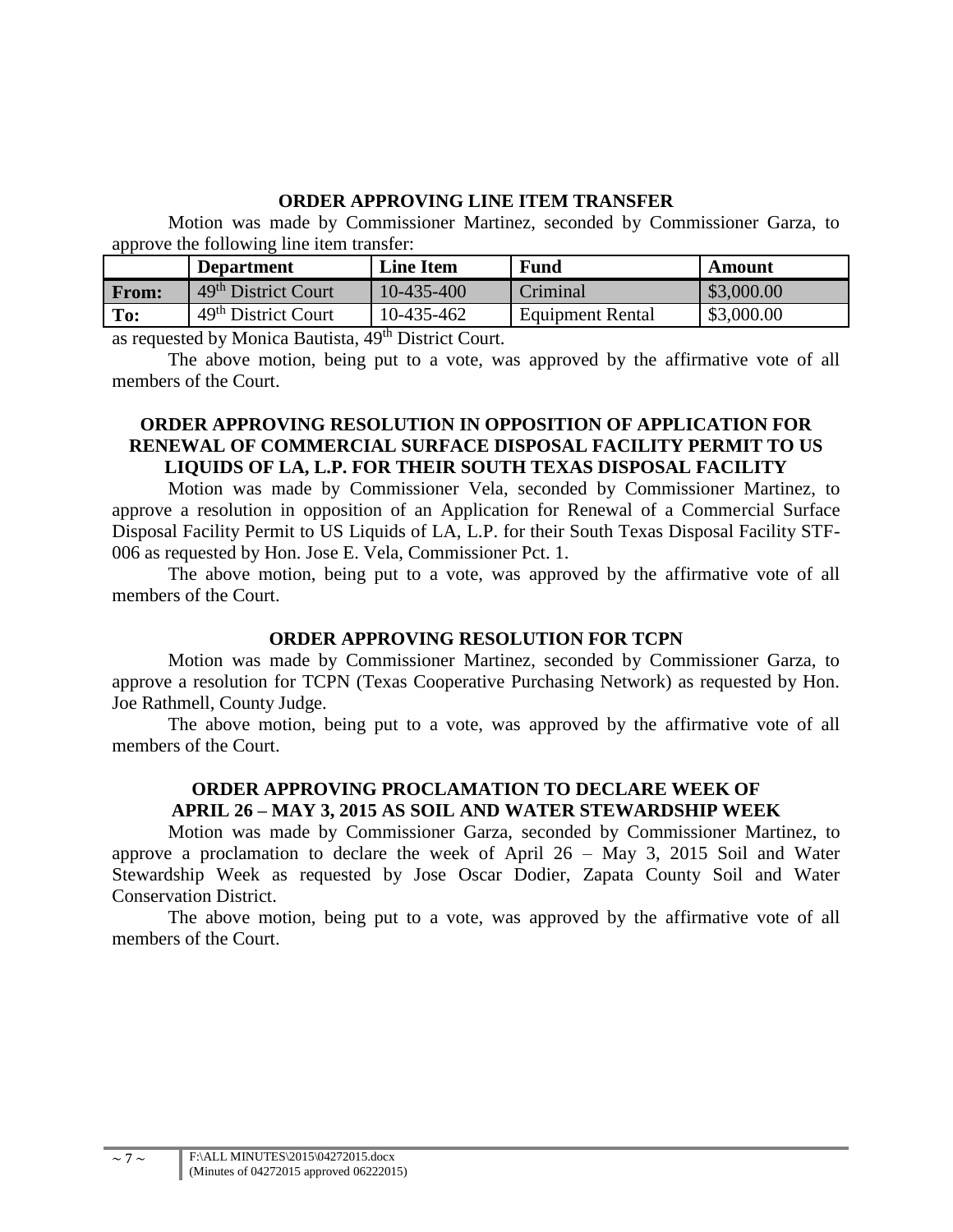**ORDER APPROVING LINE ITEM TRANSFER**

Motion was made by Commissioner Martinez, seconded by Commissioner Garza, to approve the following line item transfer:

| | Department | Line Item | Fund | Amount |
|---|---|---|---|---|
| **From:** | 49th District Court | 10-435-400 | Criminal | \$3,000.00 |
| **To:** | 49th District Court | 10-435-462 | Equipment Rental | \$3,000.00 |

as requested by Monica Bautista, 49th District Court.

The above motion, being put to a vote, was approved by the affirmative vote of all members of the Court.

**ORDER APPROVING RESOLUTION IN OPPOSITION OF APPLICATION FOR RENEWAL OF COMMERCIAL SURFACE DISPOSAL FACILITY PERMIT TO US LIQUIDS OF LA, L.P. FOR THEIR SOUTH TEXAS DISPOSAL FACILITY**

Motion was made by Commissioner Vela, seconded by Commissioner Martinez, to approve a resolution in opposition of an Application for Renewal of a Commercial Surface Disposal Facility Permit to US Liquids of LA, L.P. for their South Texas Disposal Facility STF-006 as requested by Hon. Jose E. Vela, Commissioner Pct. 1.

The above motion, being put to a vote, was approved by the affirmative vote of all members of the Court.

**ORDER APPROVING RESOLUTION FOR TCPN**

Motion was made by Commissioner Martinez, seconded by Commissioner Garza, to approve a resolution for TCPN (Texas Cooperative Purchasing Network) as requested by Hon. Joe Rathmell, County Judge.

The above motion, being put to a vote, was approved by the affirmative vote of all members of the Court.

**ORDER APPROVING PROCLAMATION TO DECLARE WEEK OF APRIL 26 – MAY 3, 2015 AS SOIL AND WATER STEWARDSHIP WEEK**

Motion was made by Commissioner Garza, seconded by Commissioner Martinez, to approve a proclamation to declare the week of April 26 – May 3, 2015 Soil and Water Stewardship Week as requested by Jose Oscar Dodier, Zapata County Soil and Water Conservation District.

The above motion, being put to a vote, was approved by the affirmative vote of all members of the Court.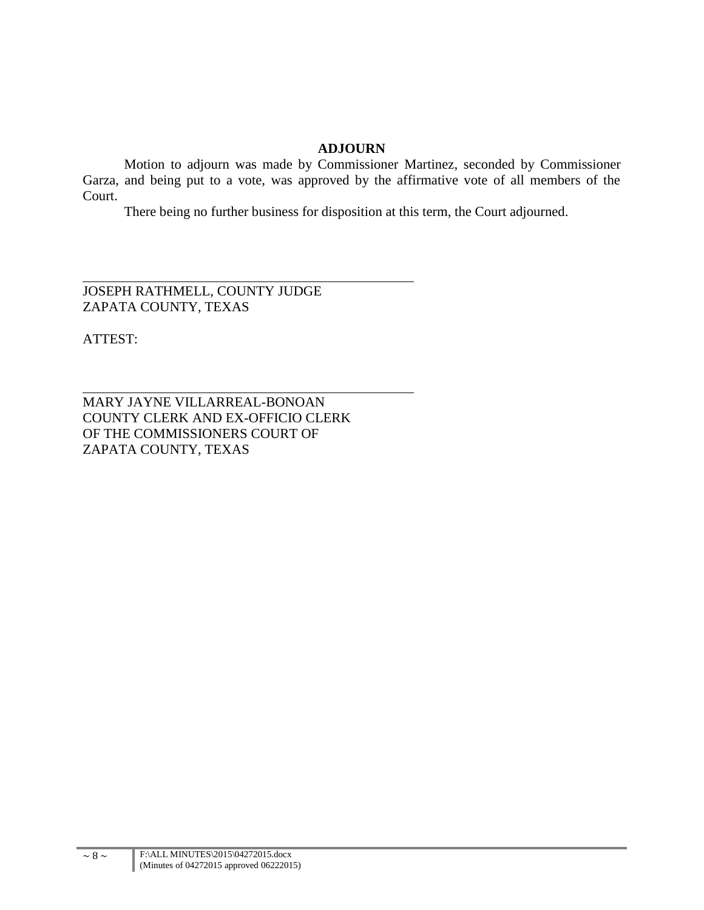**ADJOURN**

Motion to adjourn was made by Commissioner Martinez, seconded by Commissioner Garza, and being put to a vote, was approved by the affirmative vote of all members of the Court.

There being no further business for disposition at this term, the Court adjourned.

\_\_\_\_\_\_\_\_\_\_\_\_\_\_\_\_\_\_\_\_\_\_\_\_\_\_\_\_\_\_\_\_\_\_\_\_\_\_\_\_\_\_\_\_

JOSEPH RATHMELL, COUNTY JUDGE
ZAPATA COUNTY, TEXAS

ATTEST:

\_\_\_\_\_\_\_\_\_\_\_\_\_\_\_\_\_\_\_\_\_\_\_\_\_\_\_\_\_\_\_\_\_\_\_\_\_\_\_\_\_\_\_\_

MARY JAYNE VILLARREAL-BONOAN
COUNTY CLERK AND EX-OFFICIO CLERK
OF THE COMMISSIONERS COURT OF
ZAPATA COUNTY, TEXAS

F:\ALL MINUTES\2015\04272015.docx
(Minutes of 04272015 approved 06222015)